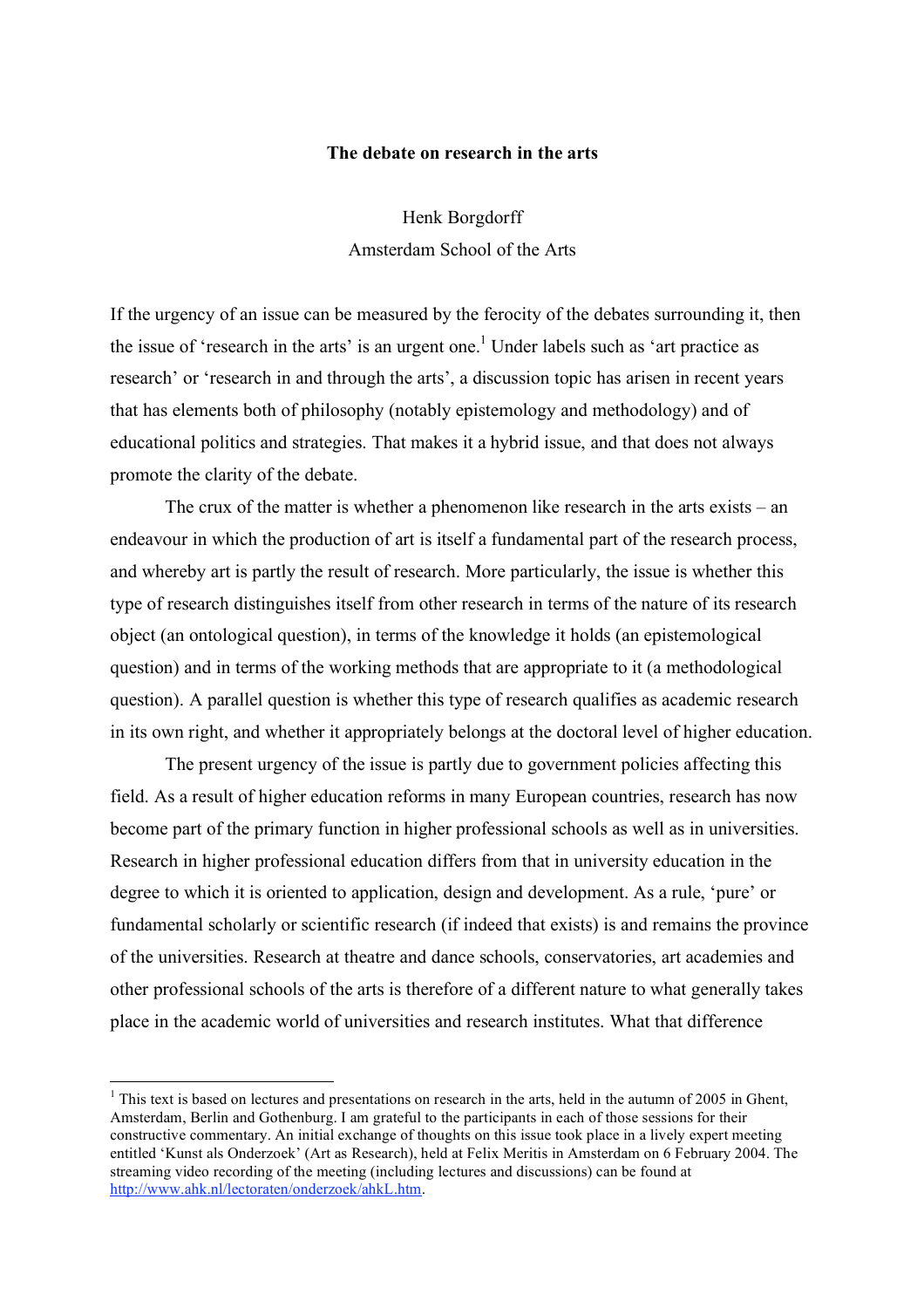# The debate on research in the arts

Henk Borgdorff
Amsterdam School of the Arts

If the urgency of an issue can be measured by the ferocity of the debates surrounding it, then the issue of 'research in the arts' is an urgent one.[1] Under labels such as 'art practice as research' or 'research in and through the arts', a discussion topic has arisen in recent years that has elements both of philosophy (notably epistemology and methodology) and of educational politics and strategies. That makes it a hybrid issue, and that does not always promote the clarity of the debate.

The crux of the matter is whether a phenomenon like research in the arts exists – an endeavour in which the production of art is itself a fundamental part of the research process, and whereby art is partly the result of research. More particularly, the issue is whether this type of research distinguishes itself from other research in terms of the nature of its research object (an ontological question), in terms of the knowledge it holds (an epistemological question) and in terms of the working methods that are appropriate to it (a methodological question). A parallel question is whether this type of research qualifies as academic research in its own right, and whether it appropriately belongs at the doctoral level of higher education.

The present urgency of the issue is partly due to government policies affecting this field. As a result of higher education reforms in many European countries, research has now become part of the primary function in higher professional schools as well as in universities. Research in higher professional education differs from that in university education in the degree to which it is oriented to application, design and development. As a rule, 'pure' or fundamental scholarly or scientific research (if indeed that exists) is and remains the province of the universities. Research at theatre and dance schools, conservatories, art academies and other professional schools of the arts is therefore of a different nature to what generally takes place in the academic world of universities and research institutes. What that difference

[1] This text is based on lectures and presentations on research in the arts, held in the autumn of 2005 in Ghent, Amsterdam, Berlin and Gothenburg. I am grateful to the participants in each of those sessions for their constructive commentary. An initial exchange of thoughts on this issue took place in a lively expert meeting entitled 'Kunst als Onderzoek' (Art as Research), held at Felix Meritis in Amsterdam on 6 February 2004. The streaming video recording of the meeting (including lectures and discussions) can be found at http://www.ahk.nl/lectoraten/onderzoek/ahkL.htm.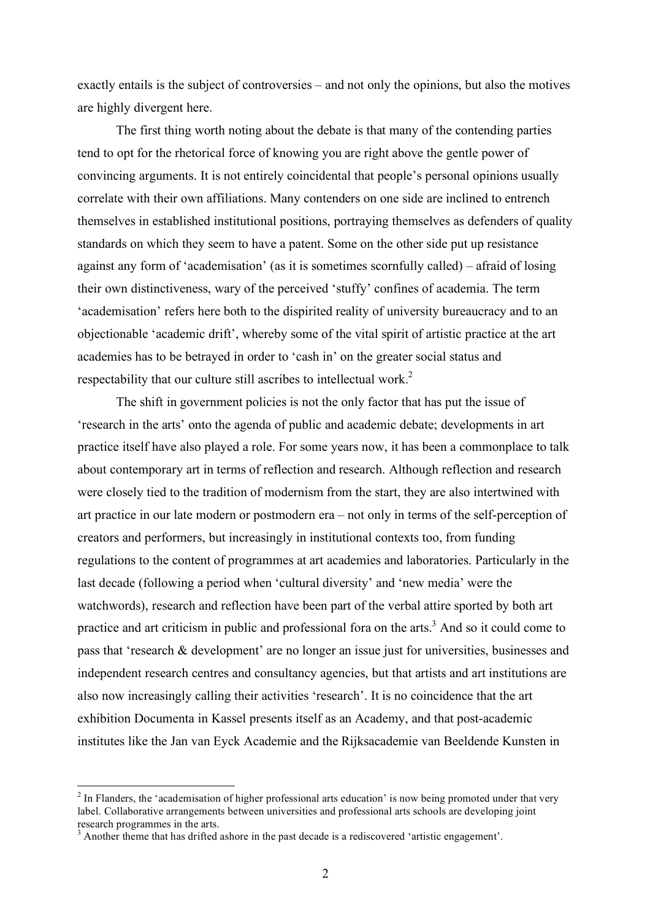exactly entails is the subject of controversies – and not only the opinions, but also the motives are highly divergent here.

The first thing worth noting about the debate is that many of the contending parties tend to opt for the rhetorical force of knowing you are right above the gentle power of convincing arguments. It is not entirely coincidental that people's personal opinions usually correlate with their own affiliations. Many contenders on one side are inclined to entrench themselves in established institutional positions, portraying themselves as defenders of quality standards on which they seem to have a patent. Some on the other side put up resistance against any form of 'academisation' (as it is sometimes scornfully called) – afraid of losing their own distinctiveness, wary of the perceived 'stuffy' confines of academia. The term 'academisation' refers here both to the dispirited reality of university bureaucracy and to an objectionable 'academic drift', whereby some of the vital spirit of artistic practice at the art academies has to be betrayed in order to 'cash in' on the greater social status and respectability that our culture still ascribes to intellectual work.[2]

The shift in government policies is not the only factor that has put the issue of 'research in the arts' onto the agenda of public and academic debate; developments in art practice itself have also played a role. For some years now, it has been a commonplace to talk about contemporary art in terms of reflection and research. Although reflection and research were closely tied to the tradition of modernism from the start, they are also intertwined with art practice in our late modern or postmodern era – not only in terms of the self-perception of creators and performers, but increasingly in institutional contexts too, from funding regulations to the content of programmes at art academies and laboratories. Particularly in the last decade (following a period when 'cultural diversity' and 'new media' were the watchwords), research and reflection have been part of the verbal attire sported by both art practice and art criticism in public and professional fora on the arts.[3] And so it could come to pass that 'research & development' are no longer an issue just for universities, businesses and independent research centres and consultancy agencies, but that artists and art institutions are also now increasingly calling their activities 'research'. It is no coincidence that the art exhibition Documenta in Kassel presents itself as an Academy, and that post-academic institutes like the Jan van Eyck Academie and the Rijksacademie van Beeldende Kunsten in

[2] In Flanders, the 'academisation of higher professional arts education' is now being promoted under that very label. Collaborative arrangements between universities and professional arts schools are developing joint research programmes in the arts.

[3] Another theme that has drifted ashore in the past decade is a rediscovered 'artistic engagement'.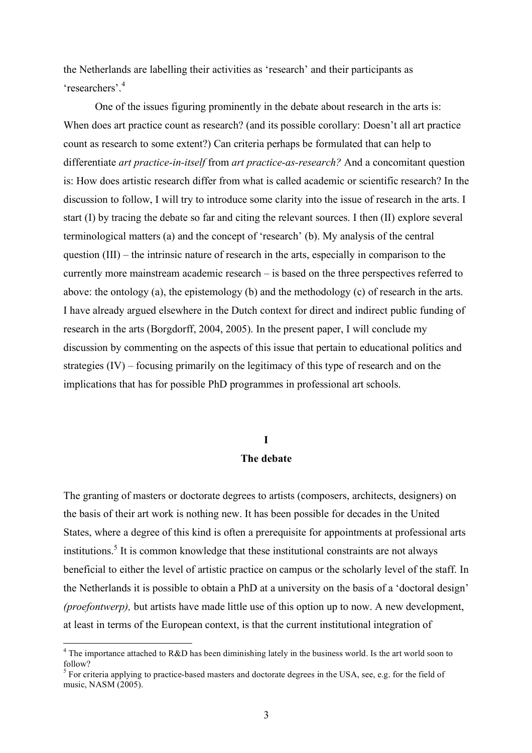the Netherlands are labelling their activities as 'research' and their participants as 'researchers'.[4]

One of the issues figuring prominently in the debate about research in the arts is: When does art practice count as research? (and its possible corollary: Doesn't all art practice count as research to some extent?) Can criteria perhaps be formulated that can help to differentiate *art practice-in-itself* from *art practice-as-research?* And a concomitant question is: How does artistic research differ from what is called academic or scientific research? In the discussion to follow, I will try to introduce some clarity into the issue of research in the arts. I start (I) by tracing the debate so far and citing the relevant sources. I then (II) explore several terminological matters (a) and the concept of 'research' (b). My analysis of the central question (III) – the intrinsic nature of research in the arts, especially in comparison to the currently more mainstream academic research – is based on the three perspectives referred to above: the ontology (a), the epistemology (b) and the methodology (c) of research in the arts. I have already argued elsewhere in the Dutch context for direct and indirect public funding of research in the arts (Borgdorff, 2004, 2005). In the present paper, I will conclude my discussion by commenting on the aspects of this issue that pertain to educational politics and strategies (IV) – focusing primarily on the legitimacy of this type of research and on the implications that has for possible PhD programmes in professional art schools.

## I
## The debate

The granting of masters or doctorate degrees to artists (composers, architects, designers) on the basis of their art work is nothing new. It has been possible for decades in the United States, where a degree of this kind is often a prerequisite for appointments at professional arts institutions.[5] It is common knowledge that these institutional constraints are not always beneficial to either the level of artistic practice on campus or the scholarly level of the staff. In the Netherlands it is possible to obtain a PhD at a university on the basis of a 'doctoral design' *(proefontwerp),* but artists have made little use of this option up to now. A new development, at least in terms of the European context, is that the current institutional integration of

[4] The importance attached to R&D has been diminishing lately in the business world. Is the art world soon to follow?

[5] For criteria applying to practice-based masters and doctorate degrees in the USA, see, e.g. for the field of music, NASM (2005).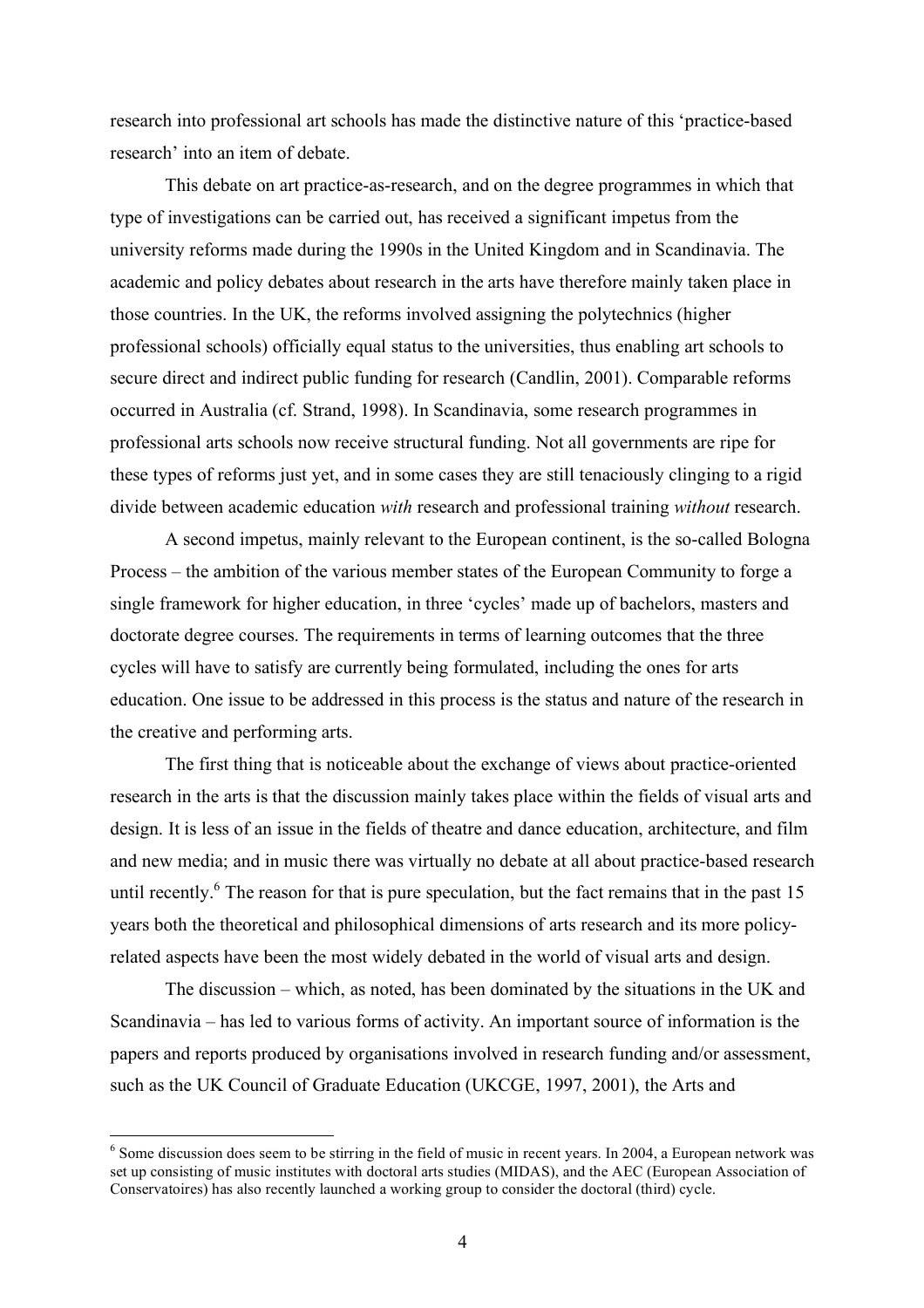research into professional art schools has made the distinctive nature of this 'practice-based research' into an item of debate.

This debate on art practice-as-research, and on the degree programmes in which that type of investigations can be carried out, has received a significant impetus from the university reforms made during the 1990s in the United Kingdom and in Scandinavia. The academic and policy debates about research in the arts have therefore mainly taken place in those countries. In the UK, the reforms involved assigning the polytechnics (higher professional schools) officially equal status to the universities, thus enabling art schools to secure direct and indirect public funding for research (Candlin, 2001). Comparable reforms occurred in Australia (cf. Strand, 1998). In Scandinavia, some research programmes in professional arts schools now receive structural funding. Not all governments are ripe for these types of reforms just yet, and in some cases they are still tenaciously clinging to a rigid divide between academic education *with* research and professional training *without* research.

A second impetus, mainly relevant to the European continent, is the so-called Bologna Process – the ambition of the various member states of the European Community to forge a single framework for higher education, in three 'cycles' made up of bachelors, masters and doctorate degree courses. The requirements in terms of learning outcomes that the three cycles will have to satisfy are currently being formulated, including the ones for arts education. One issue to be addressed in this process is the status and nature of the research in the creative and performing arts.

The first thing that is noticeable about the exchange of views about practice-oriented research in the arts is that the discussion mainly takes place within the fields of visual arts and design. It is less of an issue in the fields of theatre and dance education, architecture, and film and new media; and in music there was virtually no debate at all about practice-based research until recently.[6] The reason for that is pure speculation, but the fact remains that in the past 15 years both the theoretical and philosophical dimensions of arts research and its more policy-related aspects have been the most widely debated in the world of visual arts and design.

The discussion – which, as noted, has been dominated by the situations in the UK and Scandinavia – has led to various forms of activity. An important source of information is the papers and reports produced by organisations involved in research funding and/or assessment, such as the UK Council of Graduate Education (UKCGE, 1997, 2001), the Arts and

[6] Some discussion does seem to be stirring in the field of music in recent years. In 2004, a European network was set up consisting of music institutes with doctoral arts studies (MIDAS), and the AEC (European Association of Conservatoires) has also recently launched a working group to consider the doctoral (third) cycle.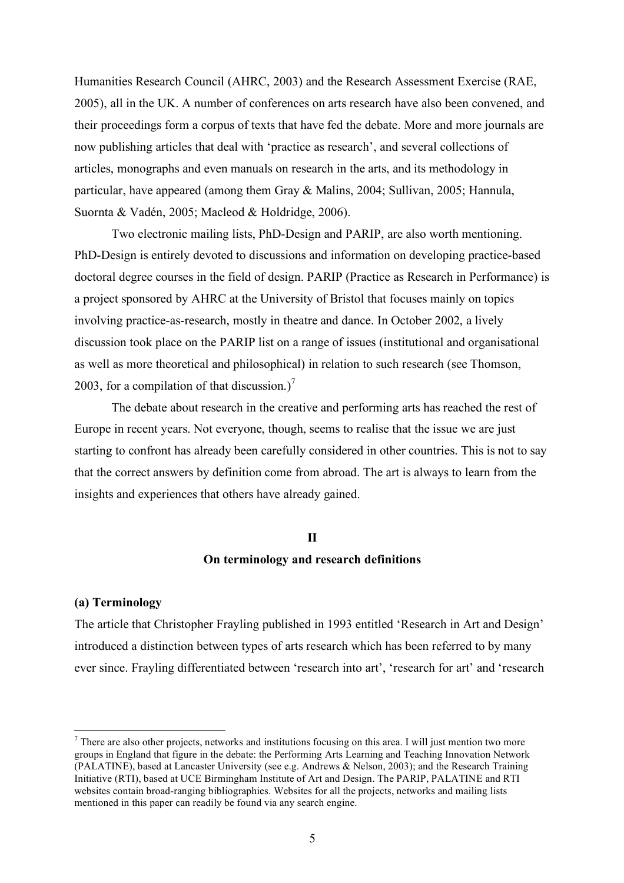Humanities Research Council (AHRC, 2003) and the Research Assessment Exercise (RAE, 2005), all in the UK. A number of conferences on arts research have also been convened, and their proceedings form a corpus of texts that have fed the debate. More and more journals are now publishing articles that deal with 'practice as research', and several collections of articles, monographs and even manuals on research in the arts, and its methodology in particular, have appeared (among them Gray & Malins, 2004; Sullivan, 2005; Hannula, Suornta & Vadén, 2005; Macleod & Holdridge, 2006).

Two electronic mailing lists, PhD-Design and PARIP, are also worth mentioning. PhD-Design is entirely devoted to discussions and information on developing practice-based doctoral degree courses in the field of design. PARIP (Practice as Research in Performance) is a project sponsored by AHRC at the University of Bristol that focuses mainly on topics involving practice-as-research, mostly in theatre and dance. In October 2002, a lively discussion took place on the PARIP list on a range of issues (institutional and organisational as well as more theoretical and philosophical) in relation to such research (see Thomson, 2003, for a compilation of that discussion.)[7]

The debate about research in the creative and performing arts has reached the rest of Europe in recent years. Not everyone, though, seems to realise that the issue we are just starting to confront has already been carefully considered in other countries. This is not to say that the correct answers by definition come from abroad. The art is always to learn from the insights and experiences that others have already gained.

## II
## On terminology and research definitions

### (a) Terminology

The article that Christopher Frayling published in 1993 entitled 'Research in Art and Design' introduced a distinction between types of arts research which has been referred to by many ever since. Frayling differentiated between 'research into art', 'research for art' and 'research

[7] There are also other projects, networks and institutions focusing on this area. I will just mention two more groups in England that figure in the debate: the Performing Arts Learning and Teaching Innovation Network (PALATINE), based at Lancaster University (see e.g. Andrews & Nelson, 2003); and the Research Training Initiative (RTI), based at UCE Birmingham Institute of Art and Design. The PARIP, PALATINE and RTI websites contain broad-ranging bibliographies. Websites for all the projects, networks and mailing lists mentioned in this paper can readily be found via any search engine.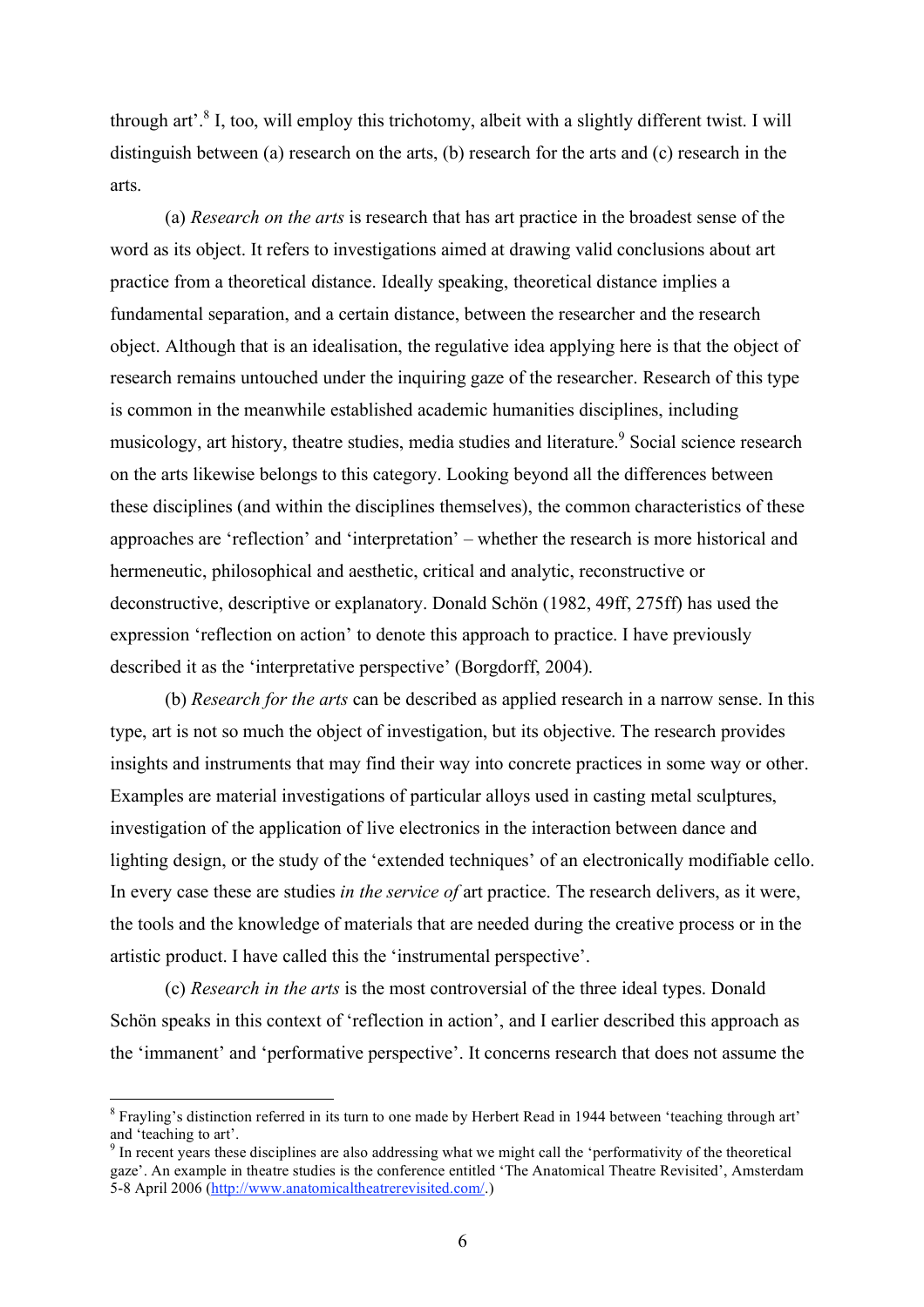through art'.[8] I, too, will employ this trichotomy, albeit with a slightly different twist. I will distinguish between (a) research on the arts, (b) research for the arts and (c) research in the arts.

(a) *Research on the arts* is research that has art practice in the broadest sense of the word as its object. It refers to investigations aimed at drawing valid conclusions about art practice from a theoretical distance. Ideally speaking, theoretical distance implies a fundamental separation, and a certain distance, between the researcher and the research object. Although that is an idealisation, the regulative idea applying here is that the object of research remains untouched under the inquiring gaze of the researcher. Research of this type is common in the meanwhile established academic humanities disciplines, including musicology, art history, theatre studies, media studies and literature.[9] Social science research on the arts likewise belongs to this category. Looking beyond all the differences between these disciplines (and within the disciplines themselves), the common characteristics of these approaches are 'reflection' and 'interpretation' – whether the research is more historical and hermeneutic, philosophical and aesthetic, critical and analytic, reconstructive or deconstructive, descriptive or explanatory. Donald Schön (1982, 49ff, 275ff) has used the expression 'reflection on action' to denote this approach to practice. I have previously described it as the 'interpretative perspective' (Borgdorff, 2004).

(b) *Research for the arts* can be described as applied research in a narrow sense. In this type, art is not so much the object of investigation, but its objective. The research provides insights and instruments that may find their way into concrete practices in some way or other. Examples are material investigations of particular alloys used in casting metal sculptures, investigation of the application of live electronics in the interaction between dance and lighting design, or the study of the 'extended techniques' of an electronically modifiable cello. In every case these are studies *in the service of* art practice. The research delivers, as it were, the tools and the knowledge of materials that are needed during the creative process or in the artistic product. I have called this the 'instrumental perspective'.

(c) *Research in the arts* is the most controversial of the three ideal types. Donald Schön speaks in this context of 'reflection in action', and I earlier described this approach as the 'immanent' and 'performative perspective'. It concerns research that does not assume the

---

[8] Frayling's distinction referred in its turn to one made by Herbert Read in 1944 between 'teaching through art' and 'teaching to art'.

[9] In recent years these disciplines are also addressing what we might call the 'performativity of the theoretical gaze'. An example in theatre studies is the conference entitled 'The Anatomical Theatre Revisited', Amsterdam 5-8 April 2006 (http://www.anatomicaltheatrerevisited.com/.)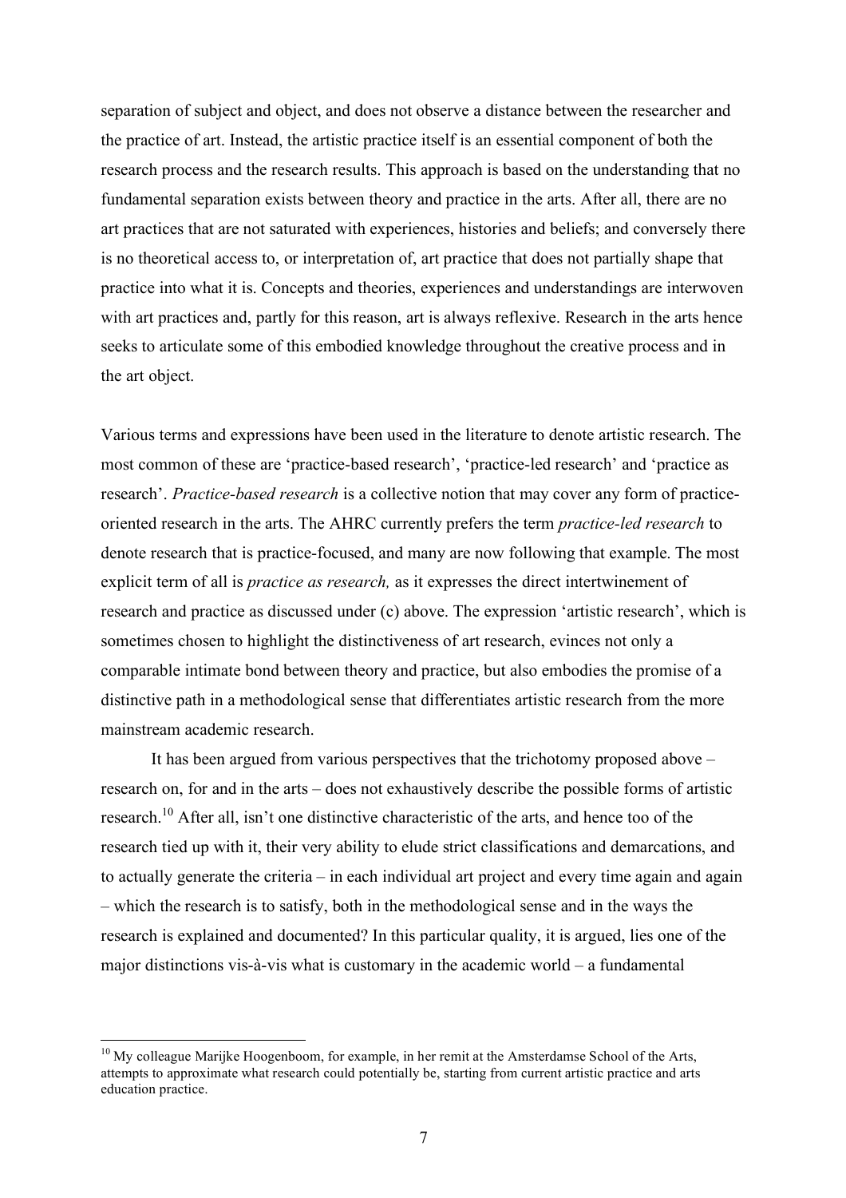separation of subject and object, and does not observe a distance between the researcher and the practice of art. Instead, the artistic practice itself is an essential component of both the research process and the research results. This approach is based on the understanding that no fundamental separation exists between theory and practice in the arts. After all, there are no art practices that are not saturated with experiences, histories and beliefs; and conversely there is no theoretical access to, or interpretation of, art practice that does not partially shape that practice into what it is. Concepts and theories, experiences and understandings are interwoven with art practices and, partly for this reason, art is always reflexive. Research in the arts hence seeks to articulate some of this embodied knowledge throughout the creative process and in the art object.

Various terms and expressions have been used in the literature to denote artistic research. The most common of these are 'practice-based research', 'practice-led research' and 'practice as research'. *Practice-based research* is a collective notion that may cover any form of practice-oriented research in the arts. The AHRC currently prefers the term *practice-led research* to denote research that is practice-focused, and many are now following that example. The most explicit term of all is *practice as research,* as it expresses the direct intertwinement of research and practice as discussed under (c) above. The expression 'artistic research', which is sometimes chosen to highlight the distinctiveness of art research, evinces not only a comparable intimate bond between theory and practice, but also embodies the promise of a distinctive path in a methodological sense that differentiates artistic research from the more mainstream academic research.

It has been argued from various perspectives that the trichotomy proposed above – research on, for and in the arts – does not exhaustively describe the possible forms of artistic research.[10] After all, isn't one distinctive characteristic of the arts, and hence too of the research tied up with it, their very ability to elude strict classifications and demarcations, and to actually generate the criteria – in each individual art project and every time again and again – which the research is to satisfy, both in the methodological sense and in the ways the research is explained and documented? In this particular quality, it is argued, lies one of the major distinctions vis-à-vis what is customary in the academic world – a fundamental

[10] My colleague Marijke Hoogenboom, for example, in her remit at the Amsterdamse School of the Arts, attempts to approximate what research could potentially be, starting from current artistic practice and arts education practice.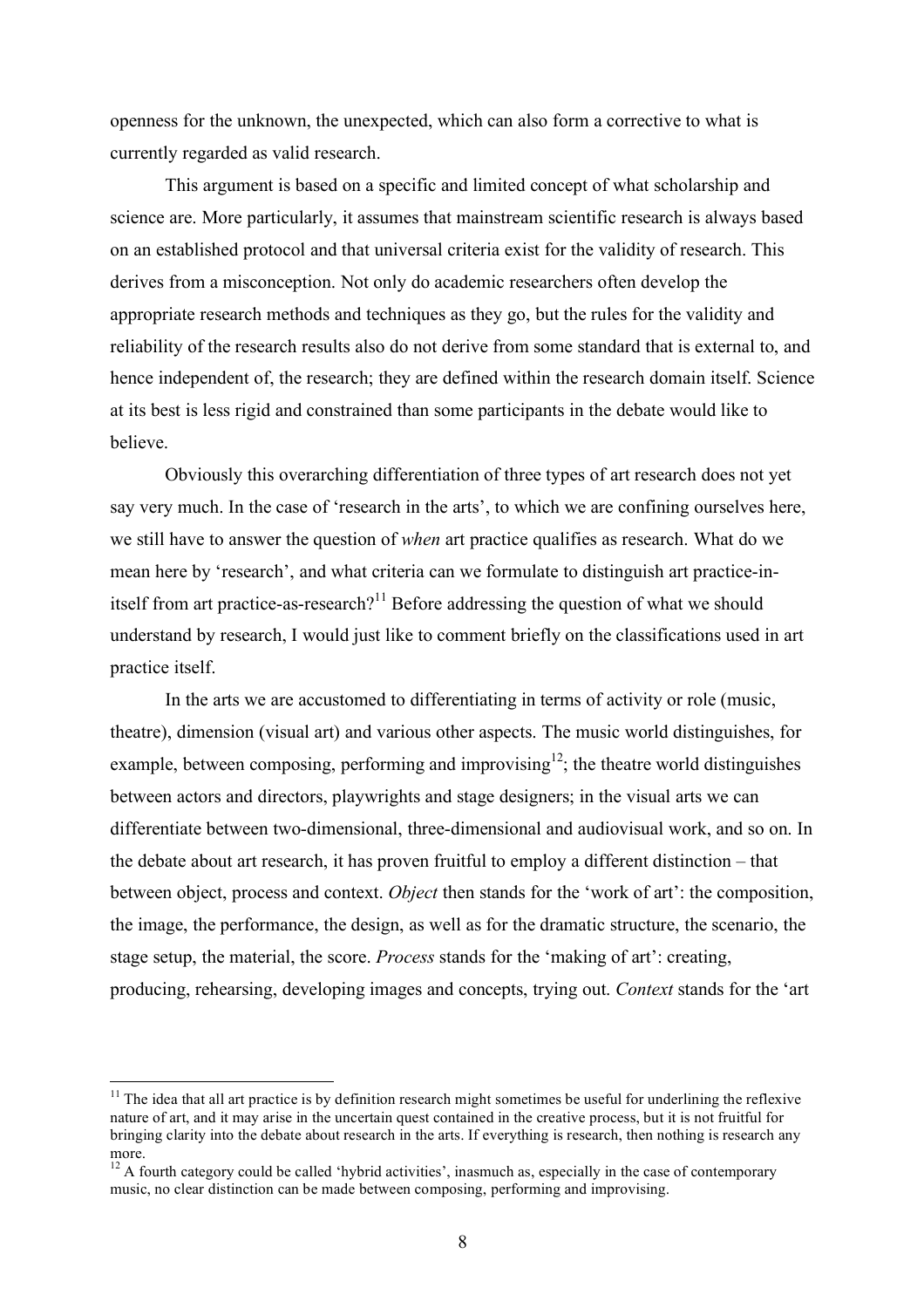openness for the unknown, the unexpected, which can also form a corrective to what is currently regarded as valid research.

This argument is based on a specific and limited concept of what scholarship and science are. More particularly, it assumes that mainstream scientific research is always based on an established protocol and that universal criteria exist for the validity of research. This derives from a misconception. Not only do academic researchers often develop the appropriate research methods and techniques as they go, but the rules for the validity and reliability of the research results also do not derive from some standard that is external to, and hence independent of, the research; they are defined within the research domain itself. Science at its best is less rigid and constrained than some participants in the debate would like to believe.

Obviously this overarching differentiation of three types of art research does not yet say very much. In the case of 'research in the arts', to which we are confining ourselves here, we still have to answer the question of *when* art practice qualifies as research. What do we mean here by 'research', and what criteria can we formulate to distinguish art practice-in-itself from art practice-as-research?[11] Before addressing the question of what we should understand by research, I would just like to comment briefly on the classifications used in art practice itself.

In the arts we are accustomed to differentiating in terms of activity or role (music, theatre), dimension (visual art) and various other aspects. The music world distinguishes, for example, between composing, performing and improvising[12]; the theatre world distinguishes between actors and directors, playwrights and stage designers; in the visual arts we can differentiate between two-dimensional, three-dimensional and audiovisual work, and so on. In the debate about art research, it has proven fruitful to employ a different distinction – that between object, process and context. *Object* then stands for the 'work of art': the composition, the image, the performance, the design, as well as for the dramatic structure, the scenario, the stage setup, the material, the score. *Process* stands for the 'making of art': creating, producing, rehearsing, developing images and concepts, trying out. *Context* stands for the 'art

---

[11] The idea that all art practice is by definition research might sometimes be useful for underlining the reflexive nature of art, and it may arise in the uncertain quest contained in the creative process, but it is not fruitful for bringing clarity into the debate about research in the arts. If everything is research, then nothing is research any more.

[12] A fourth category could be called 'hybrid activities', inasmuch as, especially in the case of contemporary music, no clear distinction can be made between composing, performing and improvising.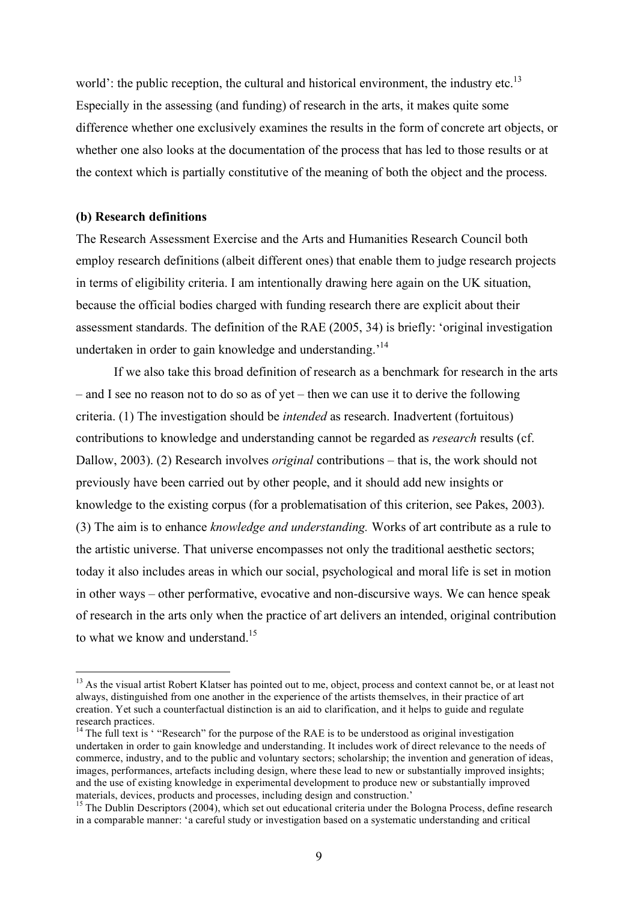world': the public reception, the cultural and historical environment, the industry etc.[13] Especially in the assessing (and funding) of research in the arts, it makes quite some difference whether one exclusively examines the results in the form of concrete art objects, or whether one also looks at the documentation of the process that has led to those results or at the context which is partially constitutive of the meaning of both the object and the process.

**(b) Research definitions**

The Research Assessment Exercise and the Arts and Humanities Research Council both employ research definitions (albeit different ones) that enable them to judge research projects in terms of eligibility criteria. I am intentionally drawing here again on the UK situation, because the official bodies charged with funding research there are explicit about their assessment standards. The definition of the RAE (2005, 34) is briefly: 'original investigation undertaken in order to gain knowledge and understanding.'[14]

If we also take this broad definition of research as a benchmark for research in the arts – and I see no reason not to do so as of yet – then we can use it to derive the following criteria. (1) The investigation should be *intended* as research. Inadvertent (fortuitous) contributions to knowledge and understanding cannot be regarded as *research* results (cf. Dallow, 2003). (2) Research involves *original* contributions – that is, the work should not previously have been carried out by other people, and it should add new insights or knowledge to the existing corpus (for a problematisation of this criterion, see Pakes, 2003). (3) The aim is to enhance *knowledge and understanding.* Works of art contribute as a rule to the artistic universe. That universe encompasses not only the traditional aesthetic sectors; today it also includes areas in which our social, psychological and moral life is set in motion in other ways – other performative, evocative and non-discursive ways. We can hence speak of research in the arts only when the practice of art delivers an intended, original contribution to what we know and understand.[15]

---

[13] As the visual artist Robert Klatser has pointed out to me, object, process and context cannot be, or at least not always, distinguished from one another in the experience of the artists themselves, in their practice of art creation. Yet such a counterfactual distinction is an aid to clarification, and it helps to guide and regulate research practices.

[14] The full text is ' "Research" for the purpose of the RAE is to be understood as original investigation undertaken in order to gain knowledge and understanding. It includes work of direct relevance to the needs of commerce, industry, and to the public and voluntary sectors; scholarship; the invention and generation of ideas, images, performances, artefacts including design, where these lead to new or substantially improved insights; and the use of existing knowledge in experimental development to produce new or substantially improved materials, devices, products and processes, including design and construction.'

[15] The Dublin Descriptors (2004), which set out educational criteria under the Bologna Process, define research in a comparable manner: 'a careful study or investigation based on a systematic understanding and critical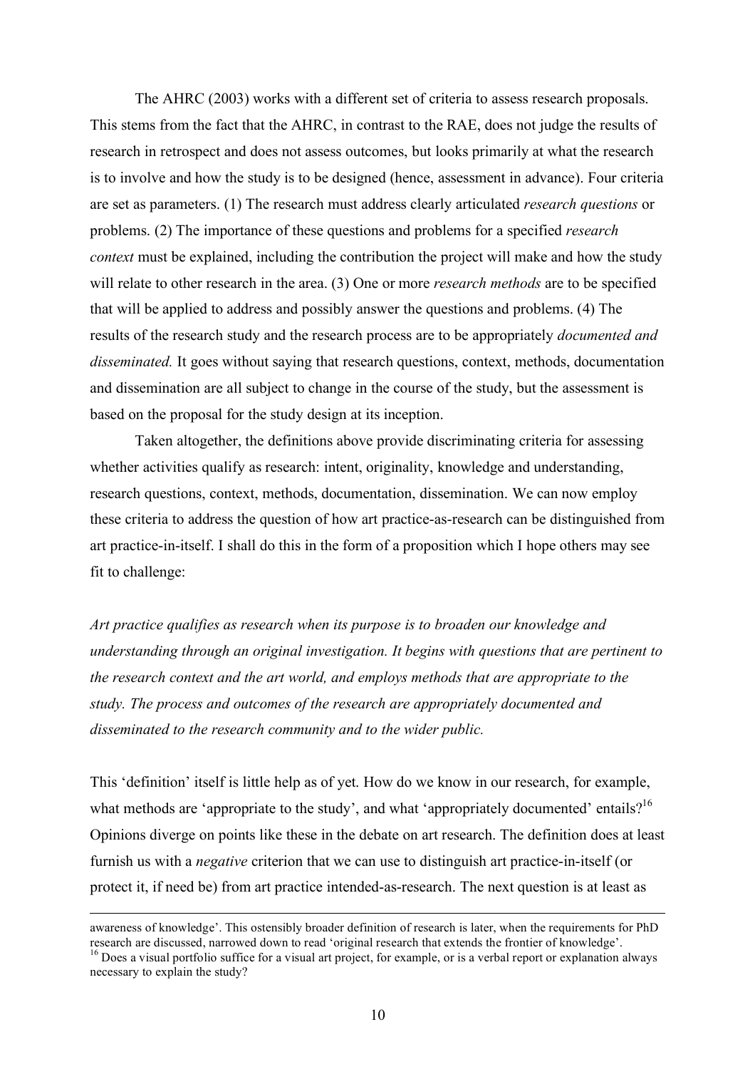The AHRC (2003) works with a different set of criteria to assess research proposals. This stems from the fact that the AHRC, in contrast to the RAE, does not judge the results of research in retrospect and does not assess outcomes, but looks primarily at what the research is to involve and how the study is to be designed (hence, assessment in advance). Four criteria are set as parameters. (1) The research must address clearly articulated *research questions* or problems. (2) The importance of these questions and problems for a specified *research context* must be explained, including the contribution the project will make and how the study will relate to other research in the area. (3) One or more *research methods* are to be specified that will be applied to address and possibly answer the questions and problems. (4) The results of the research study and the research process are to be appropriately *documented and disseminated.* It goes without saying that research questions, context, methods, documentation and dissemination are all subject to change in the course of the study, but the assessment is based on the proposal for the study design at its inception.

Taken altogether, the definitions above provide discriminating criteria for assessing whether activities qualify as research: intent, originality, knowledge and understanding, research questions, context, methods, documentation, dissemination. We can now employ these criteria to address the question of how art practice-as-research can be distinguished from art practice-in-itself. I shall do this in the form of a proposition which I hope others may see fit to challenge:

*Art practice qualifies as research when its purpose is to broaden our knowledge and understanding through an original investigation. It begins with questions that are pertinent to the research context and the art world, and employs methods that are appropriate to the study. The process and outcomes of the research are appropriately documented and disseminated to the research community and to the wider public.*

This 'definition' itself is little help as of yet. How do we know in our research, for example, what methods are 'appropriate to the study', and what 'appropriately documented' entails?[16] Opinions diverge on points like these in the debate on art research. The definition does at least furnish us with a *negative* criterion that we can use to distinguish art practice-in-itself (or protect it, if need be) from art practice intended-as-research. The next question is at least as

---

awareness of knowledge'. This ostensibly broader definition of research is later, when the requirements for PhD research are discussed, narrowed down to read 'original research that extends the frontier of knowledge'.

[16] Does a visual portfolio suffice for a visual art project, for example, or is a verbal report or explanation always necessary to explain the study?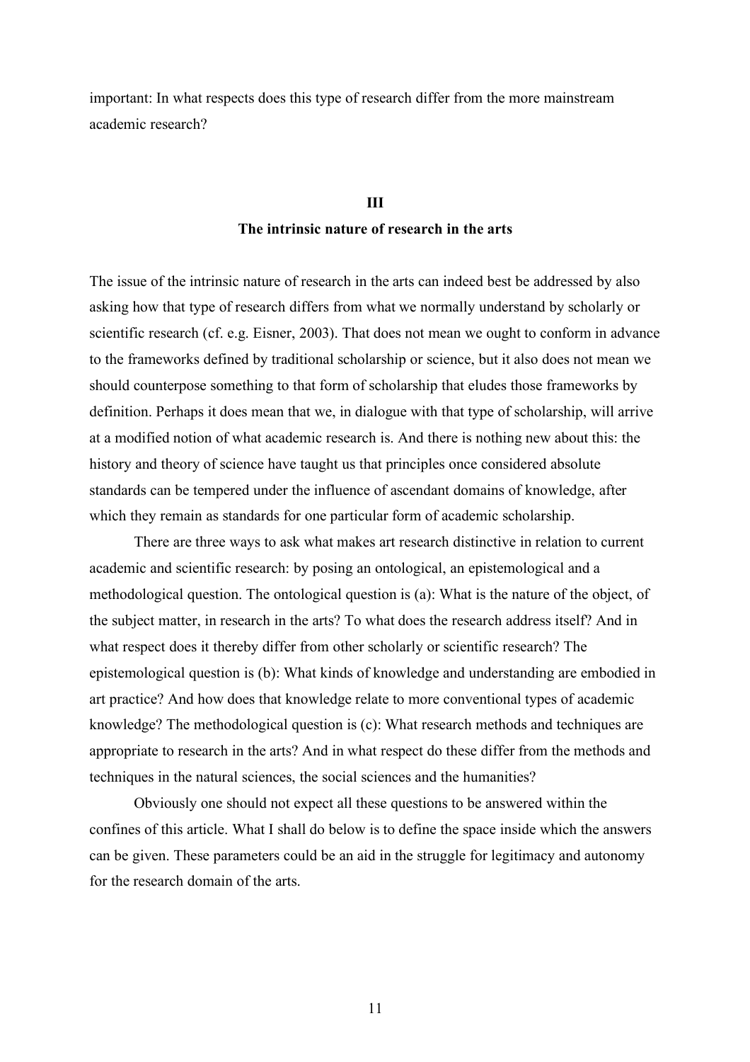important: In what respects does this type of research differ from the more mainstream academic research?

## III
## The intrinsic nature of research in the arts

The issue of the intrinsic nature of research in the arts can indeed best be addressed by also asking how that type of research differs from what we normally understand by scholarly or scientific research (cf. e.g. Eisner, 2003). That does not mean we ought to conform in advance to the frameworks defined by traditional scholarship or science, but it also does not mean we should counterpose something to that form of scholarship that eludes those frameworks by definition. Perhaps it does mean that we, in dialogue with that type of scholarship, will arrive at a modified notion of what academic research is. And there is nothing new about this: the history and theory of science have taught us that principles once considered absolute standards can be tempered under the influence of ascendant domains of knowledge, after which they remain as standards for one particular form of academic scholarship.

There are three ways to ask what makes art research distinctive in relation to current academic and scientific research: by posing an ontological, an epistemological and a methodological question. The ontological question is (a): What is the nature of the object, of the subject matter, in research in the arts? To what does the research address itself? And in what respect does it thereby differ from other scholarly or scientific research? The epistemological question is (b): What kinds of knowledge and understanding are embodied in art practice? And how does that knowledge relate to more conventional types of academic knowledge? The methodological question is (c): What research methods and techniques are appropriate to research in the arts? And in what respect do these differ from the methods and techniques in the natural sciences, the social sciences and the humanities?

Obviously one should not expect all these questions to be answered within the confines of this article. What I shall do below is to define the space inside which the answers can be given. These parameters could be an aid in the struggle for legitimacy and autonomy for the research domain of the arts.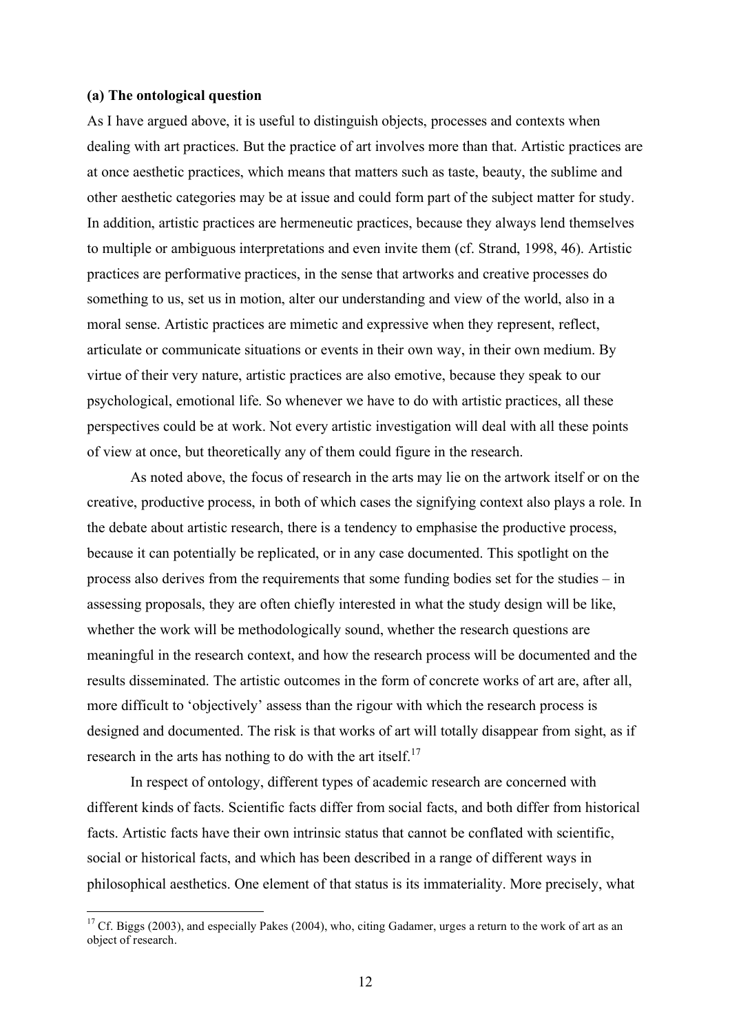**(a) The ontological question**

As I have argued above, it is useful to distinguish objects, processes and contexts when dealing with art practices. But the practice of art involves more than that. Artistic practices are at once aesthetic practices, which means that matters such as taste, beauty, the sublime and other aesthetic categories may be at issue and could form part of the subject matter for study. In addition, artistic practices are hermeneutic practices, because they always lend themselves to multiple or ambiguous interpretations and even invite them (cf. Strand, 1998, 46). Artistic practices are performative practices, in the sense that artworks and creative processes do something to us, set us in motion, alter our understanding and view of the world, also in a moral sense. Artistic practices are mimetic and expressive when they represent, reflect, articulate or communicate situations or events in their own way, in their own medium. By virtue of their very nature, artistic practices are also emotive, because they speak to our psychological, emotional life. So whenever we have to do with artistic practices, all these perspectives could be at work. Not every artistic investigation will deal with all these points of view at once, but theoretically any of them could figure in the research.

As noted above, the focus of research in the arts may lie on the artwork itself or on the creative, productive process, in both of which cases the signifying context also plays a role. In the debate about artistic research, there is a tendency to emphasise the productive process, because it can potentially be replicated, or in any case documented. This spotlight on the process also derives from the requirements that some funding bodies set for the studies – in assessing proposals, they are often chiefly interested in what the study design will be like, whether the work will be methodologically sound, whether the research questions are meaningful in the research context, and how the research process will be documented and the results disseminated. The artistic outcomes in the form of concrete works of art are, after all, more difficult to 'objectively' assess than the rigour with which the research process is designed and documented. The risk is that works of art will totally disappear from sight, as if research in the arts has nothing to do with the art itself.[17]

In respect of ontology, different types of academic research are concerned with different kinds of facts. Scientific facts differ from social facts, and both differ from historical facts. Artistic facts have their own intrinsic status that cannot be conflated with scientific, social or historical facts, and which has been described in a range of different ways in philosophical aesthetics. One element of that status is its immateriality. More precisely, what

[17] Cf. Biggs (2003), and especially Pakes (2004), who, citing Gadamer, urges a return to the work of art as an object of research.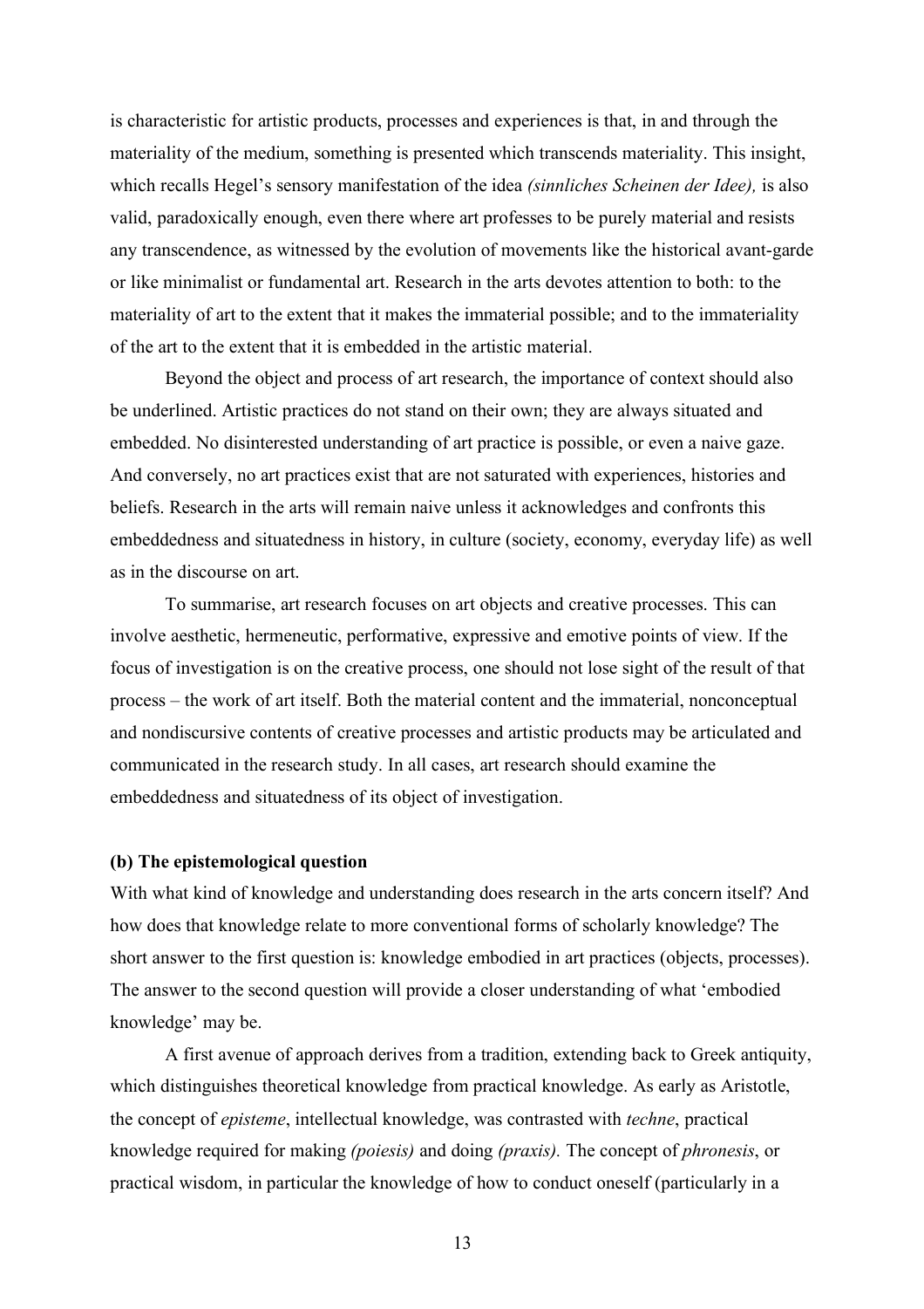is characteristic for artistic products, processes and experiences is that, in and through the materiality of the medium, something is presented which transcends materiality. This insight, which recalls Hegel's sensory manifestation of the idea *(sinnliches Scheinen der Idee),* is also valid, paradoxically enough, even there where art professes to be purely material and resists any transcendence, as witnessed by the evolution of movements like the historical avant-garde or like minimalist or fundamental art. Research in the arts devotes attention to both: to the materiality of art to the extent that it makes the immaterial possible; and to the immateriality of the art to the extent that it is embedded in the artistic material.

Beyond the object and process of art research, the importance of context should also be underlined. Artistic practices do not stand on their own; they are always situated and embedded. No disinterested understanding of art practice is possible, or even a naive gaze. And conversely, no art practices exist that are not saturated with experiences, histories and beliefs. Research in the arts will remain naive unless it acknowledges and confronts this embeddedness and situatedness in history, in culture (society, economy, everyday life) as well as in the discourse on art.

To summarise, art research focuses on art objects and creative processes. This can involve aesthetic, hermeneutic, performative, expressive and emotive points of view. If the focus of investigation is on the creative process, one should not lose sight of the result of that process – the work of art itself. Both the material content and the immaterial, nonconceptual and nondiscursive contents of creative processes and artistic products may be articulated and communicated in the research study. In all cases, art research should examine the embeddedness and situatedness of its object of investigation.

#### (b) The epistemological question

With what kind of knowledge and understanding does research in the arts concern itself? And how does that knowledge relate to more conventional forms of scholarly knowledge? The short answer to the first question is: knowledge embodied in art practices (objects, processes). The answer to the second question will provide a closer understanding of what 'embodied knowledge' may be.

A first avenue of approach derives from a tradition, extending back to Greek antiquity, which distinguishes theoretical knowledge from practical knowledge. As early as Aristotle, the concept of *episteme*, intellectual knowledge, was contrasted with *techne*, practical knowledge required for making *(poiesis)* and doing *(praxis).* The concept of *phronesis*, or practical wisdom, in particular the knowledge of how to conduct oneself (particularly in a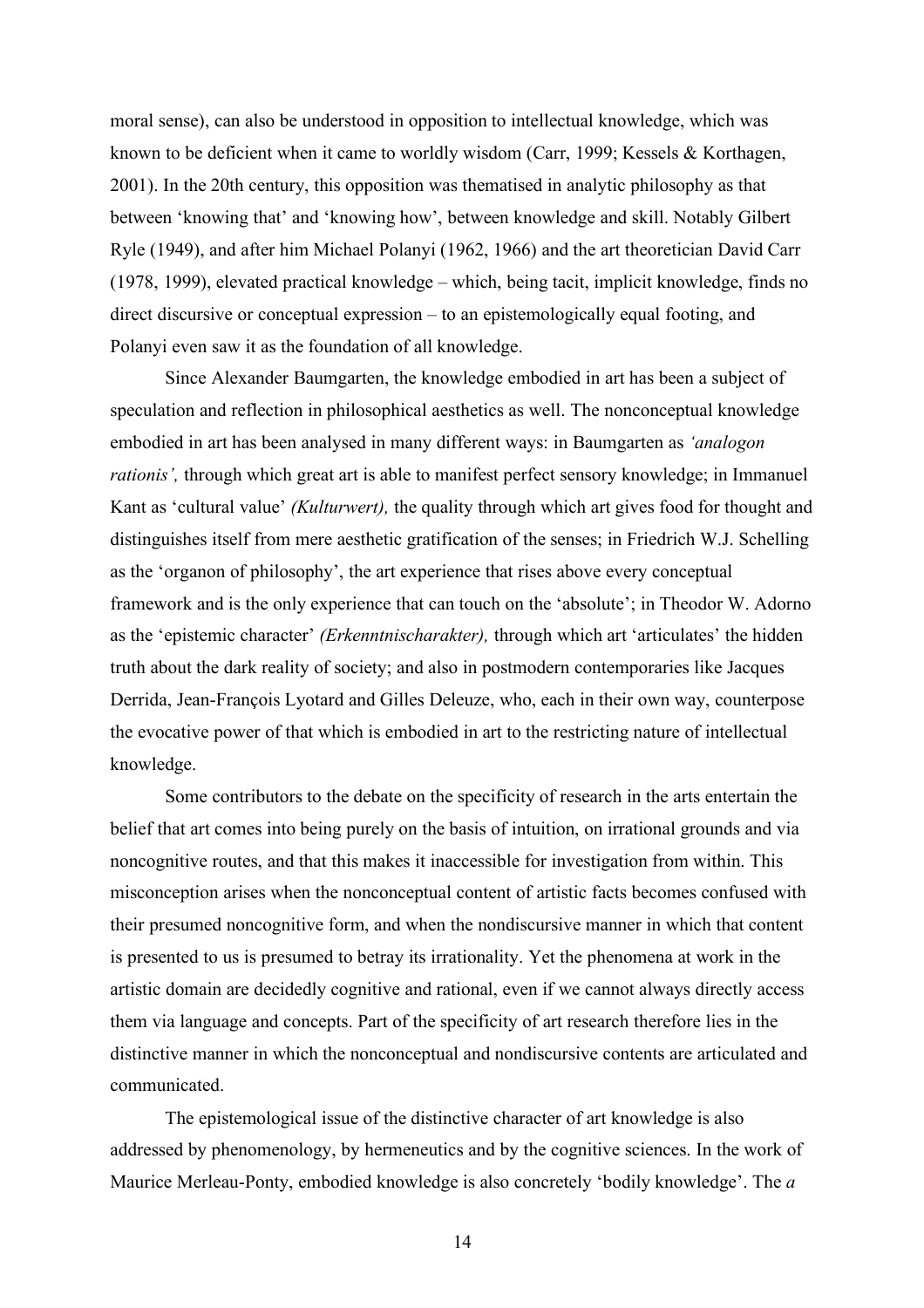moral sense), can also be understood in opposition to intellectual knowledge, which was known to be deficient when it came to worldly wisdom (Carr, 1999; Kessels & Korthagen, 2001). In the 20th century, this opposition was thematised in analytic philosophy as that between 'knowing that' and 'knowing how', between knowledge and skill. Notably Gilbert Ryle (1949), and after him Michael Polanyi (1962, 1966) and the art theoretician David Carr (1978, 1999), elevated practical knowledge – which, being tacit, implicit knowledge, finds no direct discursive or conceptual expression – to an epistemologically equal footing, and Polanyi even saw it as the foundation of all knowledge.

Since Alexander Baumgarten, the knowledge embodied in art has been a subject of speculation and reflection in philosophical aesthetics as well. The nonconceptual knowledge embodied in art has been analysed in many different ways: in Baumgarten as *'analogon rationis',* through which great art is able to manifest perfect sensory knowledge; in Immanuel Kant as 'cultural value' *(Kulturwert),* the quality through which art gives food for thought and distinguishes itself from mere aesthetic gratification of the senses; in Friedrich W.J. Schelling as the 'organon of philosophy', the art experience that rises above every conceptual framework and is the only experience that can touch on the 'absolute'; in Theodor W. Adorno as the 'epistemic character' *(Erkenntnischarakter),* through which art 'articulates' the hidden truth about the dark reality of society; and also in postmodern contemporaries like Jacques Derrida, Jean-François Lyotard and Gilles Deleuze, who, each in their own way, counterpose the evocative power of that which is embodied in art to the restricting nature of intellectual knowledge.

Some contributors to the debate on the specificity of research in the arts entertain the belief that art comes into being purely on the basis of intuition, on irrational grounds and via noncognitive routes, and that this makes it inaccessible for investigation from within. This misconception arises when the nonconceptual content of artistic facts becomes confused with their presumed noncognitive form, and when the nondiscursive manner in which that content is presented to us is presumed to betray its irrationality. Yet the phenomena at work in the artistic domain are decidedly cognitive and rational, even if we cannot always directly access them via language and concepts. Part of the specificity of art research therefore lies in the distinctive manner in which the nonconceptual and nondiscursive contents are articulated and communicated.

The epistemological issue of the distinctive character of art knowledge is also addressed by phenomenology, by hermeneutics and by the cognitive sciences. In the work of Maurice Merleau-Ponty, embodied knowledge is also concretely 'bodily knowledge'. The *a*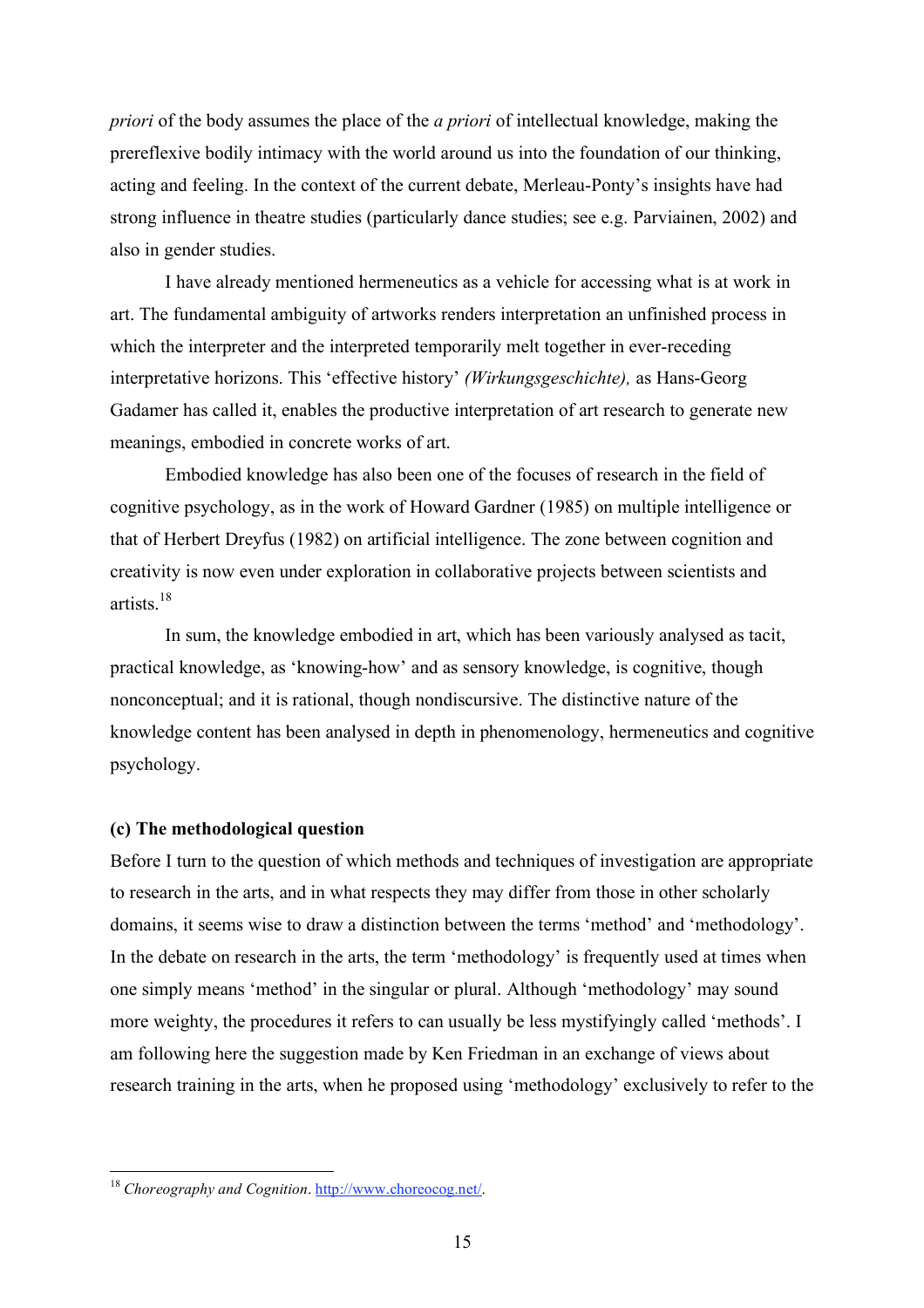*priori* of the body assumes the place of the *a priori* of intellectual knowledge, making the prereflexive bodily intimacy with the world around us into the foundation of our thinking, acting and feeling. In the context of the current debate, Merleau-Ponty's insights have had strong influence in theatre studies (particularly dance studies; see e.g. Parviainen, 2002) and also in gender studies.

I have already mentioned hermeneutics as a vehicle for accessing what is at work in art. The fundamental ambiguity of artworks renders interpretation an unfinished process in which the interpreter and the interpreted temporarily melt together in ever-receding interpretative horizons. This 'effective history' *(Wirkungsgeschichte),* as Hans-Georg Gadamer has called it, enables the productive interpretation of art research to generate new meanings, embodied in concrete works of art.

Embodied knowledge has also been one of the focuses of research in the field of cognitive psychology, as in the work of Howard Gardner (1985) on multiple intelligence or that of Herbert Dreyfus (1982) on artificial intelligence. The zone between cognition and creativity is now even under exploration in collaborative projects between scientists and artists.[18]

In sum, the knowledge embodied in art, which has been variously analysed as tacit, practical knowledge, as 'knowing-how' and as sensory knowledge, is cognitive, though nonconceptual; and it is rational, though nondiscursive. The distinctive nature of the knowledge content has been analysed in depth in phenomenology, hermeneutics and cognitive psychology.

**(c) The methodological question**

Before I turn to the question of which methods and techniques of investigation are appropriate to research in the arts, and in what respects they may differ from those in other scholarly domains, it seems wise to draw a distinction between the terms 'method' and 'methodology'. In the debate on research in the arts, the term 'methodology' is frequently used at times when one simply means 'method' in the singular or plural. Although 'methodology' may sound more weighty, the procedures it refers to can usually be less mystifyingly called 'methods'. I am following here the suggestion made by Ken Friedman in an exchange of views about research training in the arts, when he proposed using 'methodology' exclusively to refer to the

---

[18] *Choreography and Cognition*. http://www.choreocog.net/.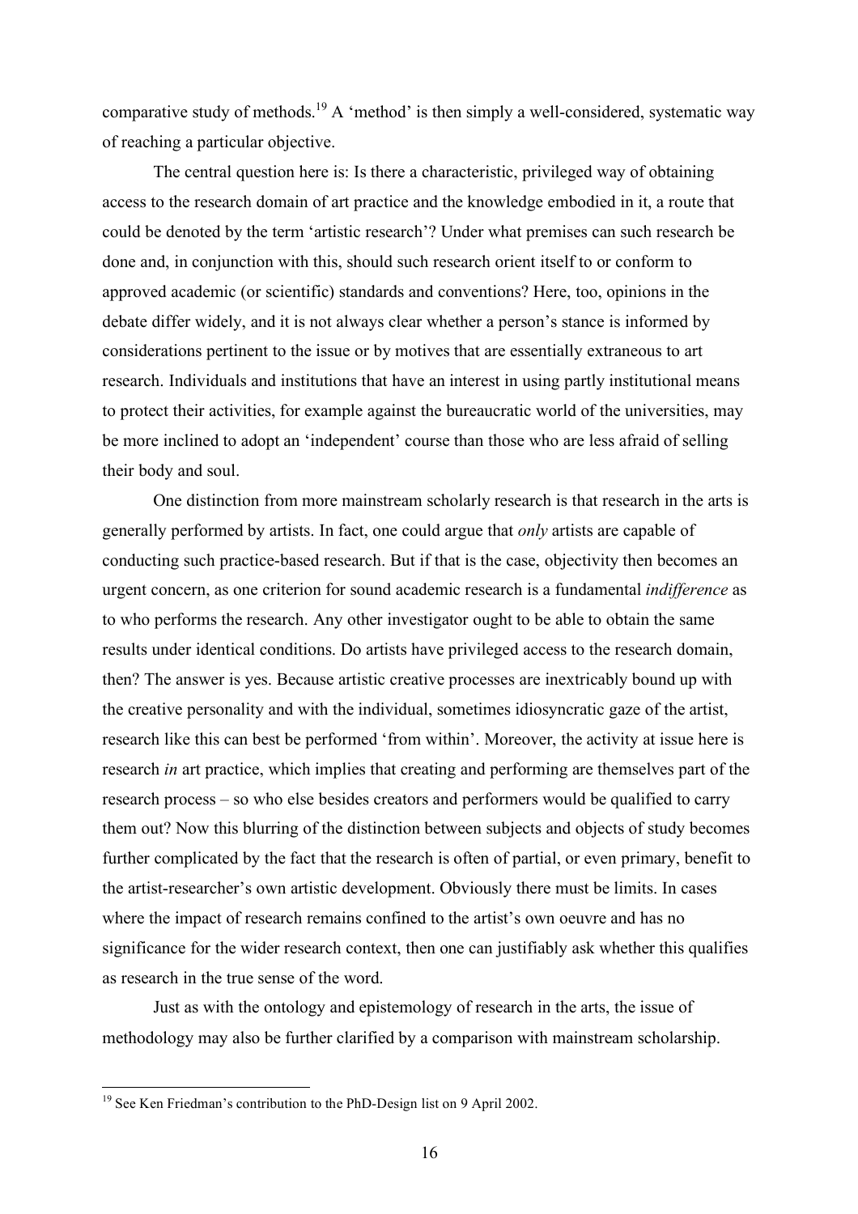comparative study of methods.[19] A 'method' is then simply a well-considered, systematic way of reaching a particular objective.

The central question here is: Is there a characteristic, privileged way of obtaining access to the research domain of art practice and the knowledge embodied in it, a route that could be denoted by the term 'artistic research'? Under what premises can such research be done and, in conjunction with this, should such research orient itself to or conform to approved academic (or scientific) standards and conventions? Here, too, opinions in the debate differ widely, and it is not always clear whether a person's stance is informed by considerations pertinent to the issue or by motives that are essentially extraneous to art research. Individuals and institutions that have an interest in using partly institutional means to protect their activities, for example against the bureaucratic world of the universities, may be more inclined to adopt an 'independent' course than those who are less afraid of selling their body and soul.

One distinction from more mainstream scholarly research is that research in the arts is generally performed by artists. In fact, one could argue that *only* artists are capable of conducting such practice-based research. But if that is the case, objectivity then becomes an urgent concern, as one criterion for sound academic research is a fundamental *indifference* as to who performs the research. Any other investigator ought to be able to obtain the same results under identical conditions. Do artists have privileged access to the research domain, then? The answer is yes. Because artistic creative processes are inextricably bound up with the creative personality and with the individual, sometimes idiosyncratic gaze of the artist, research like this can best be performed 'from within'. Moreover, the activity at issue here is research *in* art practice, which implies that creating and performing are themselves part of the research process – so who else besides creators and performers would be qualified to carry them out? Now this blurring of the distinction between subjects and objects of study becomes further complicated by the fact that the research is often of partial, or even primary, benefit to the artist-researcher's own artistic development. Obviously there must be limits. In cases where the impact of research remains confined to the artist's own oeuvre and has no significance for the wider research context, then one can justifiably ask whether this qualifies as research in the true sense of the word.

Just as with the ontology and epistemology of research in the arts, the issue of methodology may also be further clarified by a comparison with mainstream scholarship.

[19] See Ken Friedman's contribution to the PhD-Design list on 9 April 2002.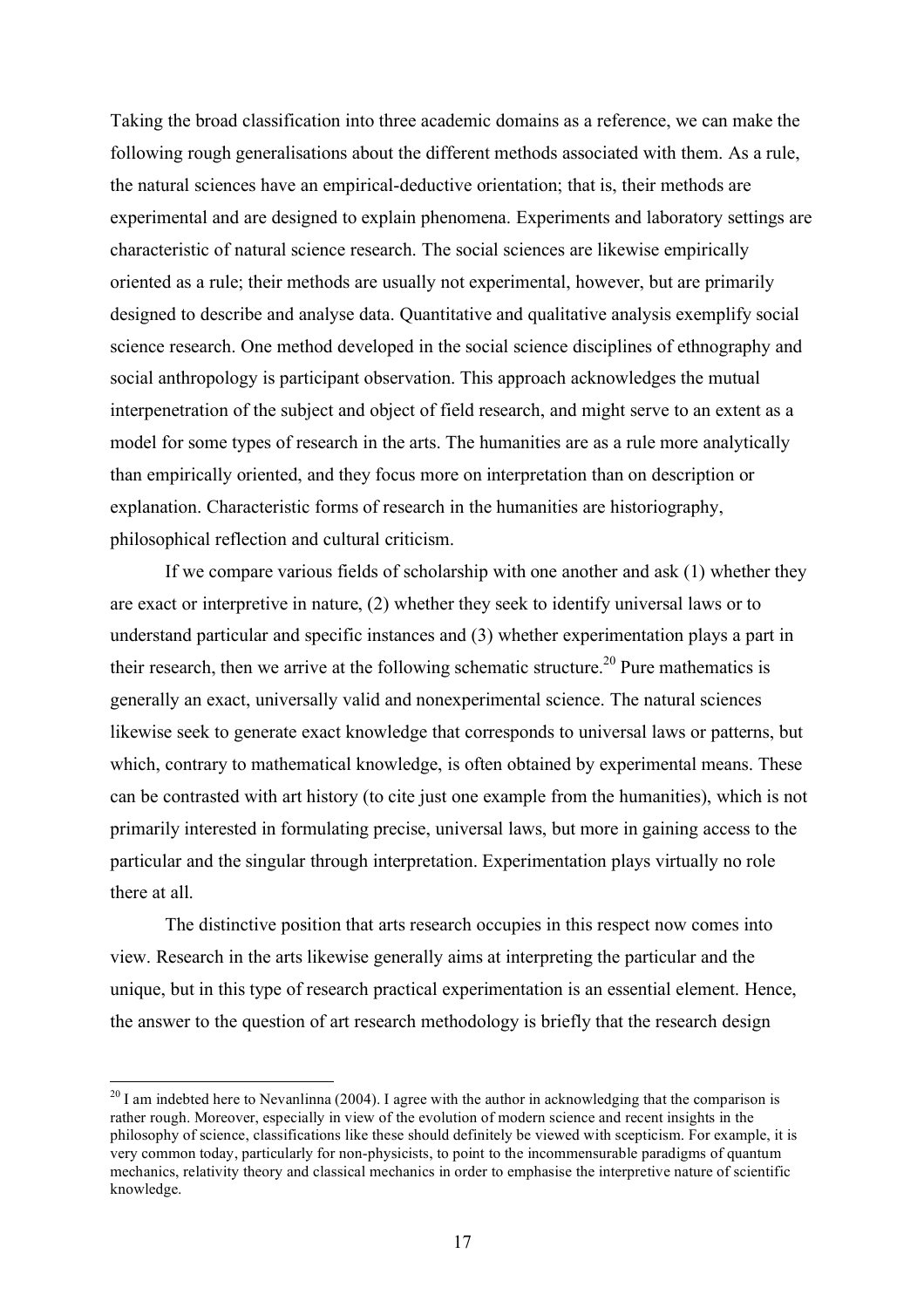Taking the broad classification into three academic domains as a reference, we can make the following rough generalisations about the different methods associated with them. As a rule, the natural sciences have an empirical-deductive orientation; that is, their methods are experimental and are designed to explain phenomena. Experiments and laboratory settings are characteristic of natural science research. The social sciences are likewise empirically oriented as a rule; their methods are usually not experimental, however, but are primarily designed to describe and analyse data. Quantitative and qualitative analysis exemplify social science research. One method developed in the social science disciplines of ethnography and social anthropology is participant observation. This approach acknowledges the mutual interpenetration of the subject and object of field research, and might serve to an extent as a model for some types of research in the arts. The humanities are as a rule more analytically than empirically oriented, and they focus more on interpretation than on description or explanation. Characteristic forms of research in the humanities are historiography, philosophical reflection and cultural criticism.

If we compare various fields of scholarship with one another and ask (1) whether they are exact or interpretive in nature, (2) whether they seek to identify universal laws or to understand particular and specific instances and (3) whether experimentation plays a part in their research, then we arrive at the following schematic structure.[20] Pure mathematics is generally an exact, universally valid and nonexperimental science. The natural sciences likewise seek to generate exact knowledge that corresponds to universal laws or patterns, but which, contrary to mathematical knowledge, is often obtained by experimental means. These can be contrasted with art history (to cite just one example from the humanities), which is not primarily interested in formulating precise, universal laws, but more in gaining access to the particular and the singular through interpretation. Experimentation plays virtually no role there at all.

The distinctive position that arts research occupies in this respect now comes into view. Research in the arts likewise generally aims at interpreting the particular and the unique, but in this type of research practical experimentation is an essential element. Hence, the answer to the question of art research methodology is briefly that the research design

[20] I am indebted here to Nevanlinna (2004). I agree with the author in acknowledging that the comparison is rather rough. Moreover, especially in view of the evolution of modern science and recent insights in the philosophy of science, classifications like these should definitely be viewed with scepticism. For example, it is very common today, particularly for non-physicists, to point to the incommensurable paradigms of quantum mechanics, relativity theory and classical mechanics in order to emphasise the interpretive nature of scientific knowledge.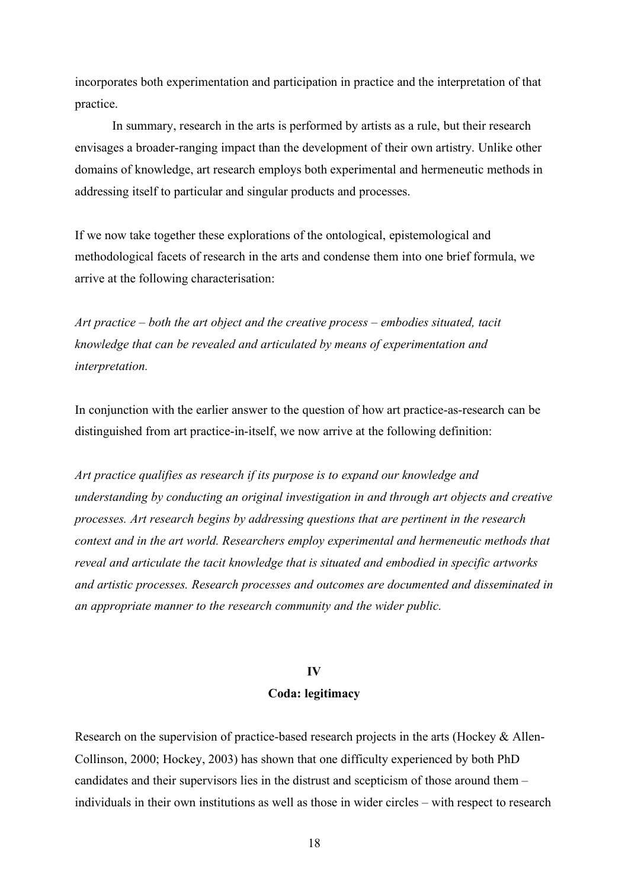incorporates both experimentation and participation in practice and the interpretation of that practice.

In summary, research in the arts is performed by artists as a rule, but their research envisages a broader-ranging impact than the development of their own artistry. Unlike other domains of knowledge, art research employs both experimental and hermeneutic methods in addressing itself to particular and singular products and processes.

If we now take together these explorations of the ontological, epistemological and methodological facets of research in the arts and condense them into one brief formula, we arrive at the following characterisation:

*Art practice – both the art object and the creative process – embodies situated, tacit knowledge that can be revealed and articulated by means of experimentation and interpretation.*

In conjunction with the earlier answer to the question of how art practice-as-research can be distinguished from art practice-in-itself, we now arrive at the following definition:

*Art practice qualifies as research if its purpose is to expand our knowledge and understanding by conducting an original investigation in and through art objects and creative processes. Art research begins by addressing questions that are pertinent in the research context and in the art world. Researchers employ experimental and hermeneutic methods that reveal and articulate the tacit knowledge that is situated and embodied in specific artworks and artistic processes. Research processes and outcomes are documented and disseminated in an appropriate manner to the research community and the wider public.*

## IV

## Coda: legitimacy

Research on the supervision of practice-based research projects in the arts (Hockey & Allen-Collinson, 2000; Hockey, 2003) has shown that one difficulty experienced by both PhD candidates and their supervisors lies in the distrust and scepticism of those around them – individuals in their own institutions as well as those in wider circles – with respect to research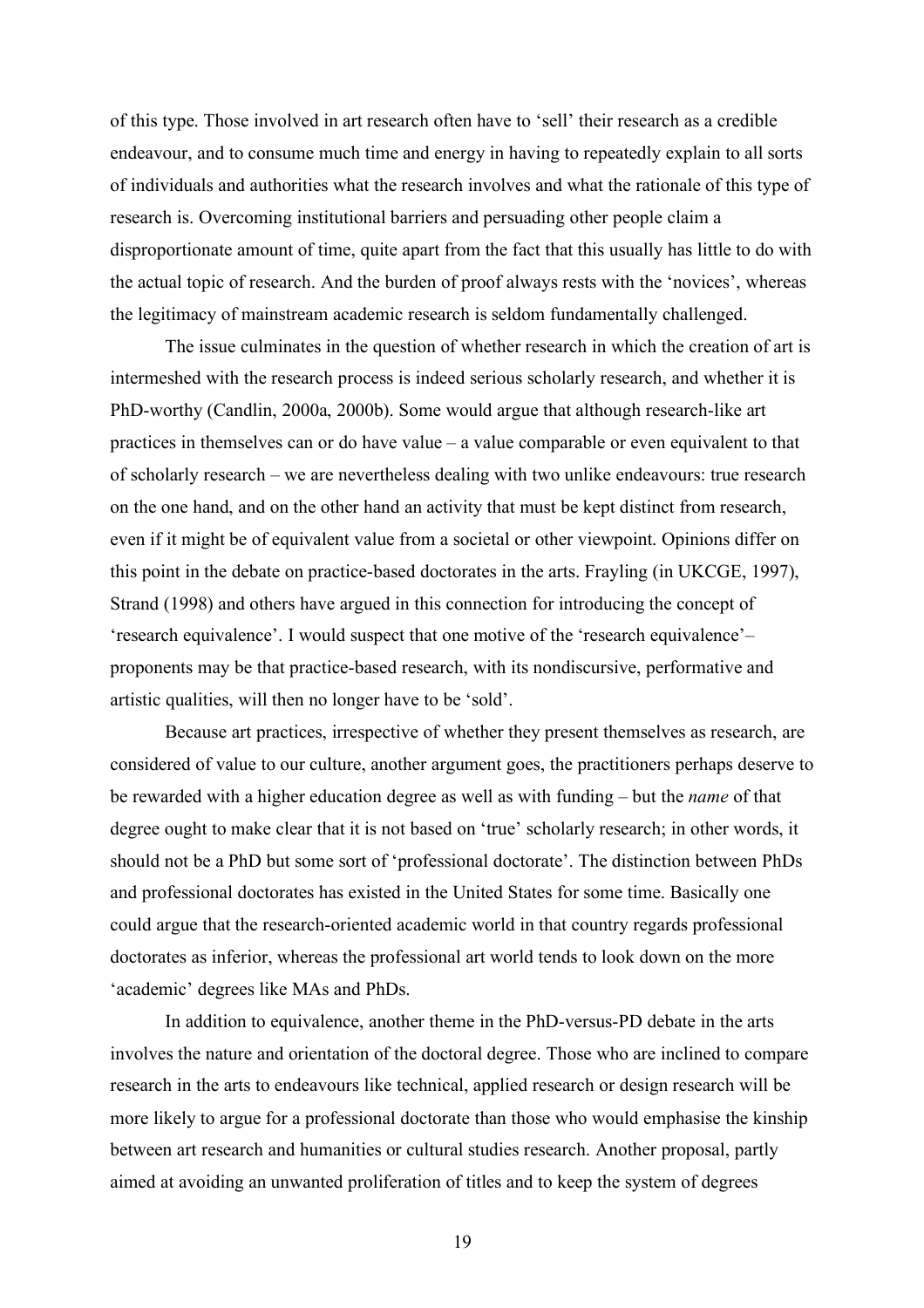of this type. Those involved in art research often have to 'sell' their research as a credible endeavour, and to consume much time and energy in having to repeatedly explain to all sorts of individuals and authorities what the research involves and what the rationale of this type of research is. Overcoming institutional barriers and persuading other people claim a disproportionate amount of time, quite apart from the fact that this usually has little to do with the actual topic of research. And the burden of proof always rests with the 'novices', whereas the legitimacy of mainstream academic research is seldom fundamentally challenged.

The issue culminates in the question of whether research in which the creation of art is intermeshed with the research process is indeed serious scholarly research, and whether it is PhD-worthy (Candlin, 2000a, 2000b). Some would argue that although research-like art practices in themselves can or do have value – a value comparable or even equivalent to that of scholarly research – we are nevertheless dealing with two unlike endeavours: true research on the one hand, and on the other hand an activity that must be kept distinct from research, even if it might be of equivalent value from a societal or other viewpoint. Opinions differ on this point in the debate on practice-based doctorates in the arts. Frayling (in UKCGE, 1997), Strand (1998) and others have argued in this connection for introducing the concept of 'research equivalence'. I would suspect that one motive of the 'research equivalence'– proponents may be that practice-based research, with its nondiscursive, performative and artistic qualities, will then no longer have to be 'sold'.

Because art practices, irrespective of whether they present themselves as research, are considered of value to our culture, another argument goes, the practitioners perhaps deserve to be rewarded with a higher education degree as well as with funding – but the *name* of that degree ought to make clear that it is not based on 'true' scholarly research; in other words, it should not be a PhD but some sort of 'professional doctorate'. The distinction between PhDs and professional doctorates has existed in the United States for some time. Basically one could argue that the research-oriented academic world in that country regards professional doctorates as inferior, whereas the professional art world tends to look down on the more 'academic' degrees like MAs and PhDs.

In addition to equivalence, another theme in the PhD-versus-PD debate in the arts involves the nature and orientation of the doctoral degree. Those who are inclined to compare research in the arts to endeavours like technical, applied research or design research will be more likely to argue for a professional doctorate than those who would emphasise the kinship between art research and humanities or cultural studies research. Another proposal, partly aimed at avoiding an unwanted proliferation of titles and to keep the system of degrees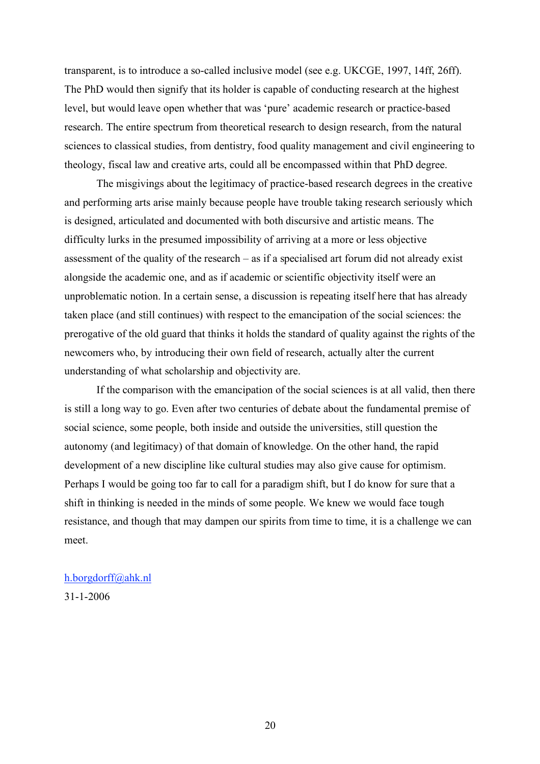transparent, is to introduce a so-called inclusive model (see e.g. UKCGE, 1997, 14ff, 26ff). The PhD would then signify that its holder is capable of conducting research at the highest level, but would leave open whether that was 'pure' academic research or practice-based research. The entire spectrum from theoretical research to design research, from the natural sciences to classical studies, from dentistry, food quality management and civil engineering to theology, fiscal law and creative arts, could all be encompassed within that PhD degree.

The misgivings about the legitimacy of practice-based research degrees in the creative and performing arts arise mainly because people have trouble taking research seriously which is designed, articulated and documented with both discursive and artistic means. The difficulty lurks in the presumed impossibility of arriving at a more or less objective assessment of the quality of the research – as if a specialised art forum did not already exist alongside the academic one, and as if academic or scientific objectivity itself were an unproblematic notion. In a certain sense, a discussion is repeating itself here that has already taken place (and still continues) with respect to the emancipation of the social sciences: the prerogative of the old guard that thinks it holds the standard of quality against the rights of the newcomers who, by introducing their own field of research, actually alter the current understanding of what scholarship and objectivity are.

If the comparison with the emancipation of the social sciences is at all valid, then there is still a long way to go. Even after two centuries of debate about the fundamental premise of social science, some people, both inside and outside the universities, still question the autonomy (and legitimacy) of that domain of knowledge. On the other hand, the rapid development of a new discipline like cultural studies may also give cause for optimism. Perhaps I would be going too far to call for a paradigm shift, but I do know for sure that a shift in thinking is needed in the minds of some people. We knew we would face tough resistance, and though that may dampen our spirits from time to time, it is a challenge we can meet.

h.borgdorff@ahk.nl
31-1-2006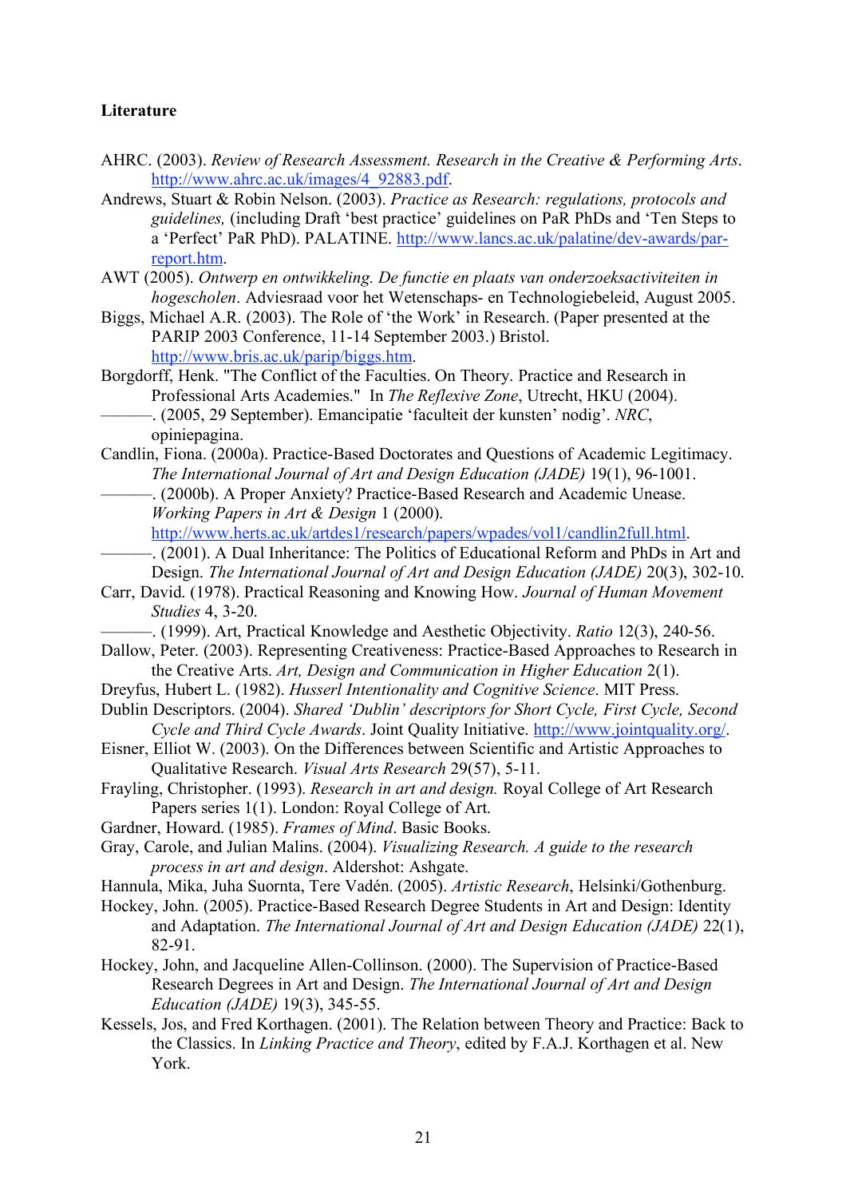**Literature**

AHRC. (2003). *Review of Research Assessment. Research in the Creative & Performing Arts*. http://www.ahrc.ac.uk/images/4_92883.pdf.

Andrews, Stuart & Robin Nelson. (2003). *Practice as Research: regulations, protocols and guidelines,* (including Draft 'best practice' guidelines on PaR PhDs and 'Ten Steps to a 'Perfect' PaR PhD). PALATINE. http://www.lancs.ac.uk/palatine/dev-awards/par-report.htm.

AWT (2005). *Ontwerp en ontwikkeling. De functie en plaats van onderzoeksactiviteiten in hogescholen*. Adviesraad voor het Wetenschaps- en Technologiebeleid, August 2005.

Biggs, Michael A.R. (2003). The Role of 'the Work' in Research. (Paper presented at the PARIP 2003 Conference, 11-14 September 2003.) Bristol. http://www.bris.ac.uk/parip/biggs.htm.

Borgdorff, Henk. "The Conflict of the Faculties. On Theory. Practice and Research in Professional Arts Academies." In *The Reflexive Zone*, Utrecht, HKU (2004).

———. (2005, 29 September). Emancipatie 'faculteit der kunsten' nodig'. *NRC*, opiniepagina.

Candlin, Fiona. (2000a). Practice-Based Doctorates and Questions of Academic Legitimacy. *The International Journal of Art and Design Education (JADE)* 19(1), 96-1001.

———. (2000b). A Proper Anxiety? Practice-Based Research and Academic Unease. *Working Papers in Art & Design* 1 (2000). http://www.herts.ac.uk/artdes1/research/papers/wpades/vol1/candlin2full.html.

———. (2001). A Dual Inheritance: The Politics of Educational Reform and PhDs in Art and Design. *The International Journal of Art and Design Education (JADE)* 20(3), 302-10.

Carr, David. (1978). Practical Reasoning and Knowing How. *Journal of Human Movement Studies* 4, 3-20.

———. (1999). Art, Practical Knowledge and Aesthetic Objectivity. *Ratio* 12(3), 240-56.

Dallow, Peter. (2003). Representing Creativeness: Practice-Based Approaches to Research in the Creative Arts. *Art, Design and Communication in Higher Education* 2(1).

Dreyfus, Hubert L. (1982). *Husserl Intentionality and Cognitive Science*. MIT Press.

Dublin Descriptors. (2004). *Shared 'Dublin' descriptors for Short Cycle, First Cycle, Second Cycle and Third Cycle Awards*. Joint Quality Initiative. http://www.jointquality.org/.

Eisner, Elliot W. (2003). On the Differences between Scientific and Artistic Approaches to Qualitative Research. *Visual Arts Research* 29(57), 5-11.

Frayling, Christopher. (1993). *Research in art and design.* Royal College of Art Research Papers series 1(1). London: Royal College of Art.

Gardner, Howard. (1985). *Frames of Mind*. Basic Books.

Gray, Carole, and Julian Malins. (2004). *Visualizing Research. A guide to the research process in art and design*. Aldershot: Ashgate.

Hannula, Mika, Juha Suornta, Tere Vadén. (2005). *Artistic Research*, Helsinki/Gothenburg.

Hockey, John. (2005). Practice-Based Research Degree Students in Art and Design: Identity and Adaptation. *The International Journal of Art and Design Education (JADE)* 22(1), 82-91.

Hockey, John, and Jacqueline Allen-Collinson. (2000). The Supervision of Practice-Based Research Degrees in Art and Design. *The International Journal of Art and Design Education (JADE)* 19(3), 345-55.

Kessels, Jos, and Fred Korthagen. (2001). The Relation between Theory and Practice: Back to the Classics. In *Linking Practice and Theory*, edited by F.A.J. Korthagen et al. New York.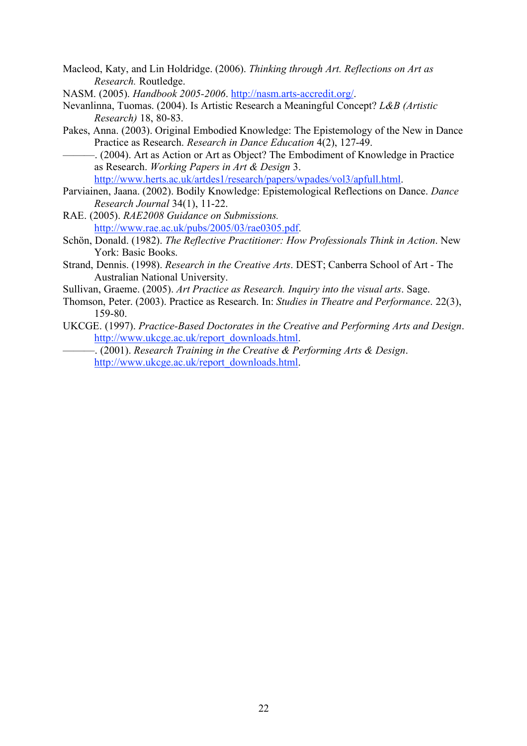Macleod, Katy, and Lin Holdridge. (2006). *Thinking through Art. Reflections on Art as Research.* Routledge.

NASM. (2005). *Handbook 2005-2006*. http://nasm.arts-accredit.org/.

Nevanlinna, Tuomas. (2004). Is Artistic Research a Meaningful Concept? *L&B (Artistic Research)* 18, 80-83.

Pakes, Anna. (2003). Original Embodied Knowledge: The Epistemology of the New in Dance Practice as Research. *Research in Dance Education* 4(2), 127-49.

———. (2004). Art as Action or Art as Object? The Embodiment of Knowledge in Practice as Research. *Working Papers in Art & Design* 3. http://www.herts.ac.uk/artdes1/research/papers/wpades/vol3/apfull.html.

Parviainen, Jaana. (2002). Bodily Knowledge: Epistemological Reflections on Dance. *Dance Research Journal* 34(1), 11-22.

RAE. (2005). *RAE2008 Guidance on Submissions.* http://www.rae.ac.uk/pubs/2005/03/rae0305.pdf.

Schön, Donald. (1982). *The Reflective Practitioner: How Professionals Think in Action*. New York: Basic Books.

Strand, Dennis. (1998). *Research in the Creative Arts*. DEST; Canberra School of Art - The Australian National University.

Sullivan, Graeme. (2005). *Art Practice as Research. Inquiry into the visual arts*. Sage.

Thomson, Peter. (2003). Practice as Research. In: *Studies in Theatre and Performance*. 22(3), 159-80.

UKCGE. (1997). *Practice-Based Doctorates in the Creative and Performing Arts and Design*. http://www.ukcge.ac.uk/report_downloads.html.

———. (2001). *Research Training in the Creative & Performing Arts & Design*. http://www.ukcge.ac.uk/report_downloads.html.